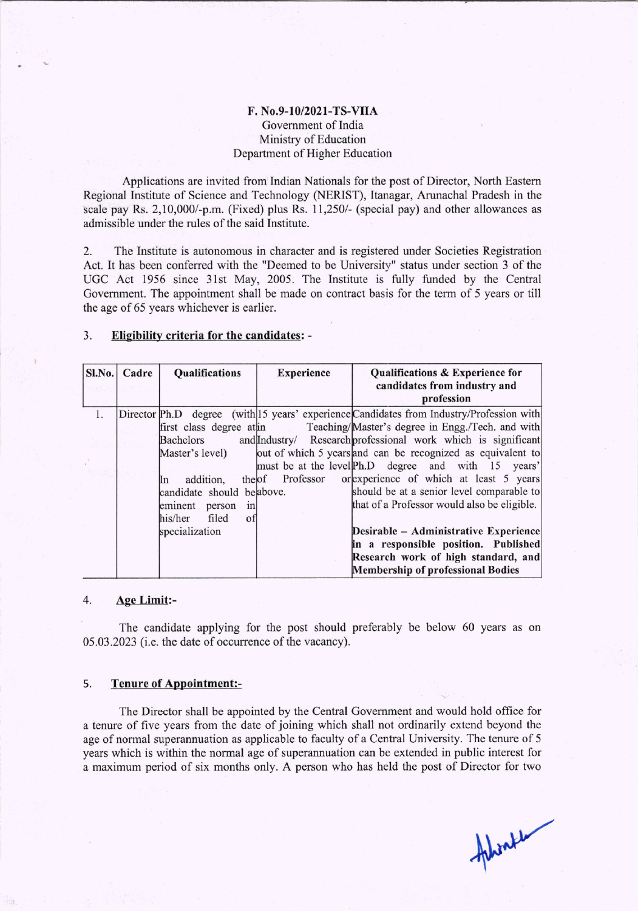**F. No.9-10/2021-TS-VIIA**
Government of India
Ministry of Education
Department of Higher Education

Applications are invited from Indian Nationals for the post of Director, North Eastern Regional Institute of Science and Technology (NERIST), Itanagar, Arunachal Pradesh in the scale pay Rs. 2,10,000/-p.m. (Fixed) plus Rs. 11,250/- (special pay) and other allowances as admissible under the rules of the said Institute.

2. The Institute is autonomous in character and is registered under Societies Registration Act. It has been conferred with the "Deemed to be University" status under section 3 of the UGC Act 1956 since 31st May, 2005. The Institute is fully funded by the Central Government. The appointment shall be made on contract basis for the term of 5 years or till the age of 65 years whichever is earlier.

3. **Eligibility criteria for the candidates: -**

| Sl.No. | Cadre | Qualifications | Experience | Qualifications & Experience for candidates from industry and profession |
|---|---|---|---|---|
| 1. | Director | Ph.D degree (with first class degree at Bachelors and Master's level)<br><br>In addition, the candidate should be eminent person in his/her filed of specialization | 15 years' experience in Teaching/ Industry/ Research out of which 5 years must be at the level of Professor or above. | Candidates from Industry/Profession with Master's degree in Engg./Tech. and with professional work which is significant and can be recognized as equivalent to Ph.D degree and with 15 years' experience of which at least 5 years should be at a senior level comparable to that of a Professor would also be eligible.<br><br>**Desirable – Administrative Experience in a responsible position. Published Research work of high standard, and Membership of professional Bodies** |

4. **Age Limit:-**

The candidate applying for the post should preferably be below 60 years as on 05.03.2023 (i.e. the date of occurrence of the vacancy).

5. **Tenure of Appointment:-**

The Director shall be appointed by the Central Government and would hold office for a tenure of five years from the date of joining which shall not ordinarily extend beyond the age of normal superannuation as applicable to faculty of a Central University. The tenure of 5 years which is within the normal age of superannuation can be extended in public interest for a maximum period of six months only. A person who has held the post of Director for two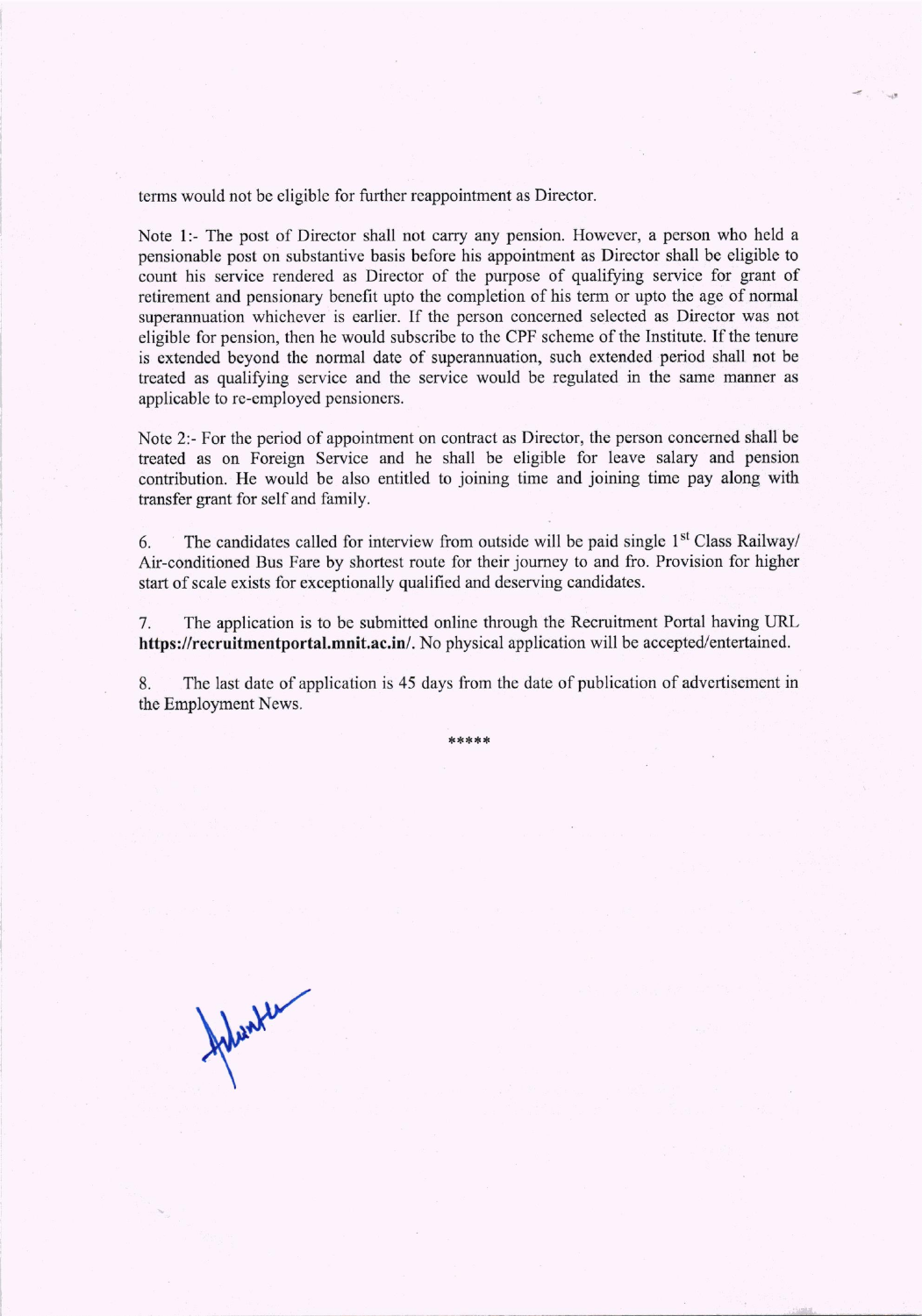terms would not be eligible for further reappointment as Director.

Note 1:- The post of Director shall not carry any pension. However, a person who held a pensionable post on substantive basis before his appointment as Director shall be eligible to count his service rendered as Director of the purpose of qualifying service for grant of retirement and pensionary benefit upto the completion of his term or upto the age of normal superannuation whichever is earlier. If the person concerned selected as Director was not eligible for pension, then he would subscribe to the CPF scheme of the Institute. If the tenure is extended beyond the normal date of superannuation, such extended period shall not be treated as qualifying service and the service would be regulated in the same manner as applicable to re-employed pensioners.

Note 2:- For the period of appointment on contract as Director, the person concerned shall be treated as on Foreign Service and he shall be eligible for leave salary and pension contribution. He would be also entitled to joining time and joining time pay along with transfer grant for self and family.

6. The candidates called for interview from outside will be paid single 1st Class Railway/ Air-conditioned Bus Fare by shortest route for their journey to and fro. Provision for higher start of scale exists for exceptionally qualified and deserving candidates.

7. The application is to be submitted online through the Recruitment Portal having URL **https://recruitmentportal.mnit.ac.in/**. No physical application will be accepted/entertained.

8. The last date of application is 45 days from the date of publication of advertisement in the Employment News.

*****